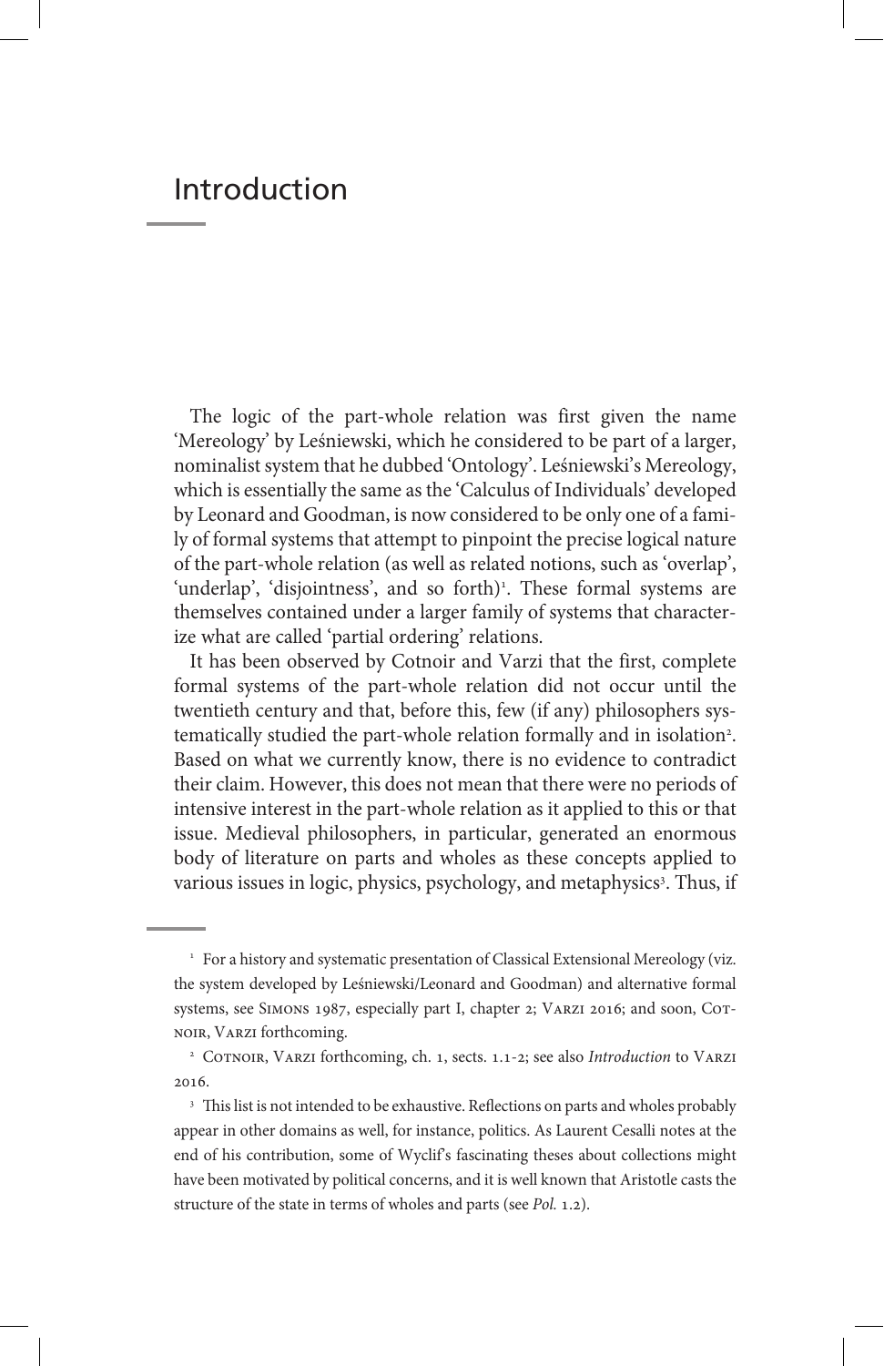# Introduction

The logic of the part-whole relation was first given the name 'Mereology' by Leśniewski, which he considered to be part of a larger, nominalist system that he dubbed 'Ontology'. Leśniewski's Mereology, which is essentially the same as the 'Calculus of Individuals' developed by Leonard and Goodman, is now considered to be only one of a family of formal systems that attempt to pinpoint the precise logical nature of the part-whole relation (as well as related notions, such as 'overlap', 'underlap', 'disjointness', and so forth)[1]. These formal systems are themselves contained under a larger family of systems that characterize what are called 'partial ordering' relations.

It has been observed by Cotnoir and Varzi that the first, complete formal systems of the part-whole relation did not occur until the twentieth century and that, before this, few (if any) philosophers systematically studied the part-whole relation formally and in isolation[2]. Based on what we currently know, there is no evidence to contradict their claim. However, this does not mean that there were no periods of intensive interest in the part-whole relation as it applied to this or that issue. Medieval philosophers, in particular, generated an enormous body of literature on parts and wholes as these concepts applied to various issues in logic, physics, psychology, and metaphysics[3]. Thus, if

---

[1] For a history and systematic presentation of Classical Extensional Mereology (viz. the system developed by Leśniewski/Leonard and Goodman) and alternative formal systems, see Simons 1987, especially part I, chapter 2; Varzi 2016; and soon, Cotnoir, Varzi forthcoming.

[2] Cotnoir, Varzi forthcoming, ch. 1, sects. 1.1-2; see also *Introduction* to Varzi 2016.

[3] This list is not intended to be exhaustive. Reflections on parts and wholes probably appear in other domains as well, for instance, politics. As Laurent Cesalli notes at the end of his contribution, some of Wyclif's fascinating theses about collections might have been motivated by political concerns, and it is well known that Aristotle casts the structure of the state in terms of wholes and parts (see *Pol.* 1.2).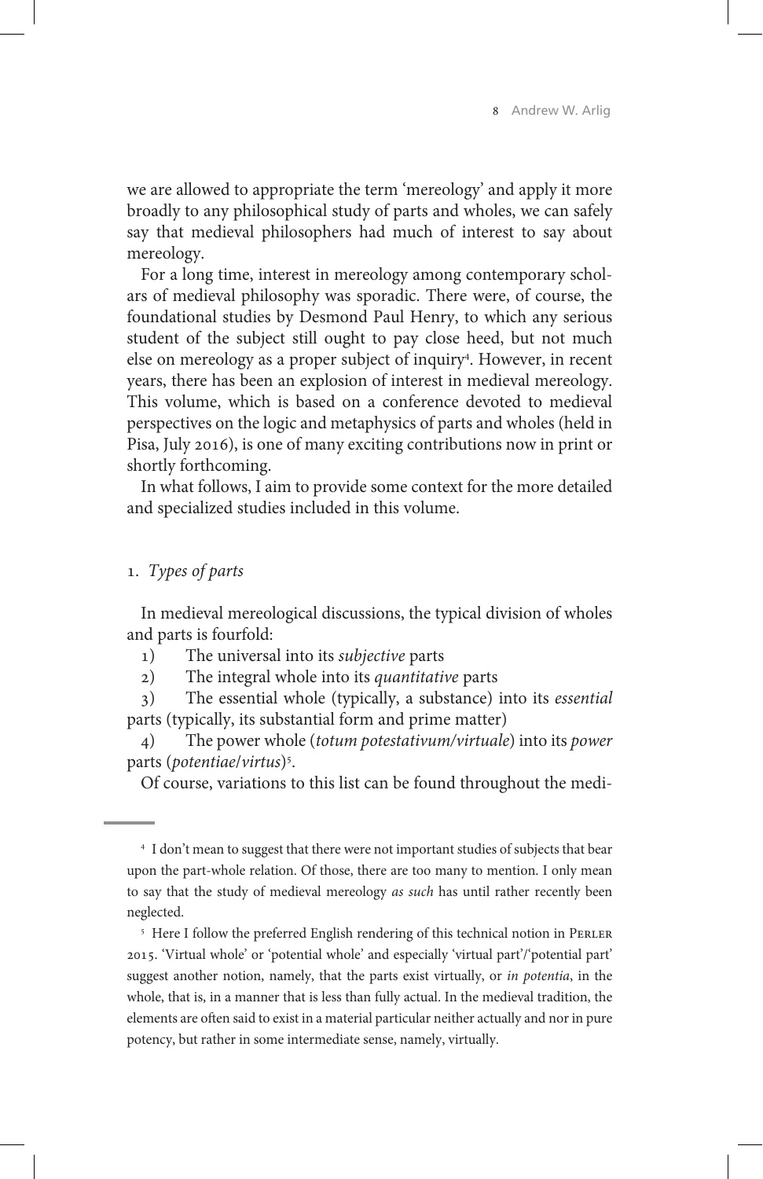we are allowed to appropriate the term 'mereology' and apply it more broadly to any philosophical study of parts and wholes, we can safely say that medieval philosophers had much of interest to say about mereology.

For a long time, interest in mereology among contemporary scholars of medieval philosophy was sporadic. There were, of course, the foundational studies by Desmond Paul Henry, to which any serious student of the subject still ought to pay close heed, but not much else on mereology as a proper subject of inquiry[4]. However, in recent years, there has been an explosion of interest in medieval mereology. This volume, which is based on a conference devoted to medieval perspectives on the logic and metaphysics of parts and wholes (held in Pisa, July 2016), is one of many exciting contributions now in print or shortly forthcoming.

In what follows, I aim to provide some context for the more detailed and specialized studies included in this volume.

## 1. *Types of parts*

In medieval mereological discussions, the typical division of wholes and parts is fourfold:

1) The universal into its *subjective* parts
2) The integral whole into its *quantitative* parts
3) The essential whole (typically, a substance) into its *essential* parts (typically, its substantial form and prime matter)
4) The power whole (*totum potestativum/virtuale*) into its *power* parts (*potentiae/virtus*)[5].

Of course, variations to this list can be found throughout the medi-

---

[4] I don't mean to suggest that there were not important studies of subjects that bear upon the part-whole relation. Of those, there are too many to mention. I only mean to say that the study of medieval mereology *as such* has until rather recently been neglected.

[5] Here I follow the preferred English rendering of this technical notion in Perler 2015. 'Virtual whole' or 'potential whole' and especially 'virtual part'/'potential part' suggest another notion, namely, that the parts exist virtually, or *in potentia*, in the whole, that is, in a manner that is less than fully actual. In the medieval tradition, the elements are often said to exist in a material particular neither actually and nor in pure potency, but rather in some intermediate sense, namely, virtually.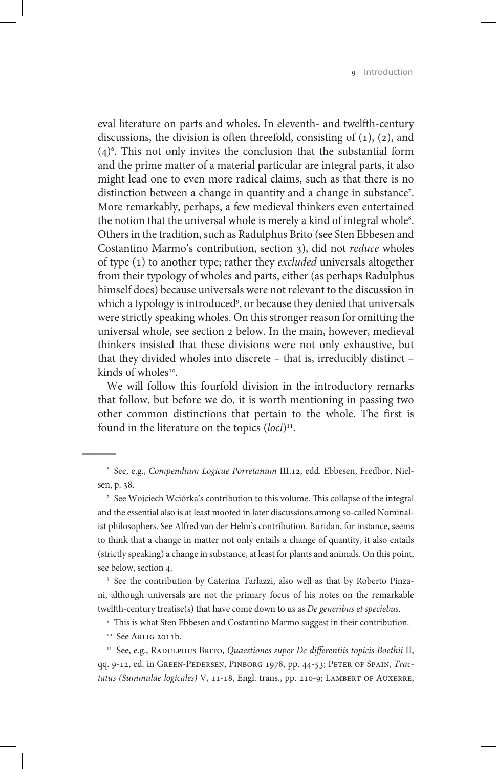eval literature on parts and wholes. In eleventh- and twelfth-century discussions, the division is often threefold, consisting of (1), (2), and (4)[6]. This not only invites the conclusion that the substantial form and the prime matter of a material particular are integral parts, it also might lead one to even more radical claims, such as that there is no distinction between a change in quantity and a change in substance[7]. More remarkably, perhaps, a few medieval thinkers even entertained the notion that the universal whole is merely a kind of integral whole[8]. Others in the tradition, such as Radulphus Brito (see Sten Ebbesen and Costantino Marmo's contribution, section 3), did not *reduce* wholes of type (1) to another type; rather they *excluded* universals altogether from their typology of wholes and parts, either (as perhaps Radulphus himself does) because universals were not relevant to the discussion in which a typology is introduced[9], or because they denied that universals were strictly speaking wholes. On this stronger reason for omitting the universal whole, see section 2 below. In the main, however, medieval thinkers insisted that these divisions were not only exhaustive, but that they divided wholes into discrete – that is, irreducibly distinct – kinds of wholes[10].

We will follow this fourfold division in the introductory remarks that follow, but before we do, it is worth mentioning in passing two other common distinctions that pertain to the whole. The first is found in the literature on the topics (*loci*)[11].

---

[6] See, e.g., *Compendium Logicae Porretanum* III.12, edd. Ebbesen, Fredbor, Nielsen, p. 38.

[7] See Wojciech Wciórka's contribution to this volume. This collapse of the integral and the essential also is at least mooted in later discussions among so-called Nominalist philosophers. See Alfred van der Helm's contribution. Buridan, for instance, seems to think that a change in matter not only entails a change of quantity, it also entails (strictly speaking) a change in substance, at least for plants and animals. On this point, see below, section 4.

[8] See the contribution by Caterina Tarlazzi, also well as that by Roberto Pinzani, although universals are not the primary focus of his notes on the remarkable twelfth-century treatise(s) that have come down to us as *De generibus et speciebus*.

[9] This is what Sten Ebbesen and Costantino Marmo suggest in their contribution.

[10] See Arlig 2011b.

[11] See, e.g., Radulphus Brito, *Quaestiones super De differentiis topicis Boethii* II, qq. 9-12, ed. in Green-Pedersen, Pinborg 1978, pp. 44-53; Peter of Spain, *Tractatus (Summulae logicales)* V, 11-18, Engl. trans., pp. 210-9; Lambert of Auxerre,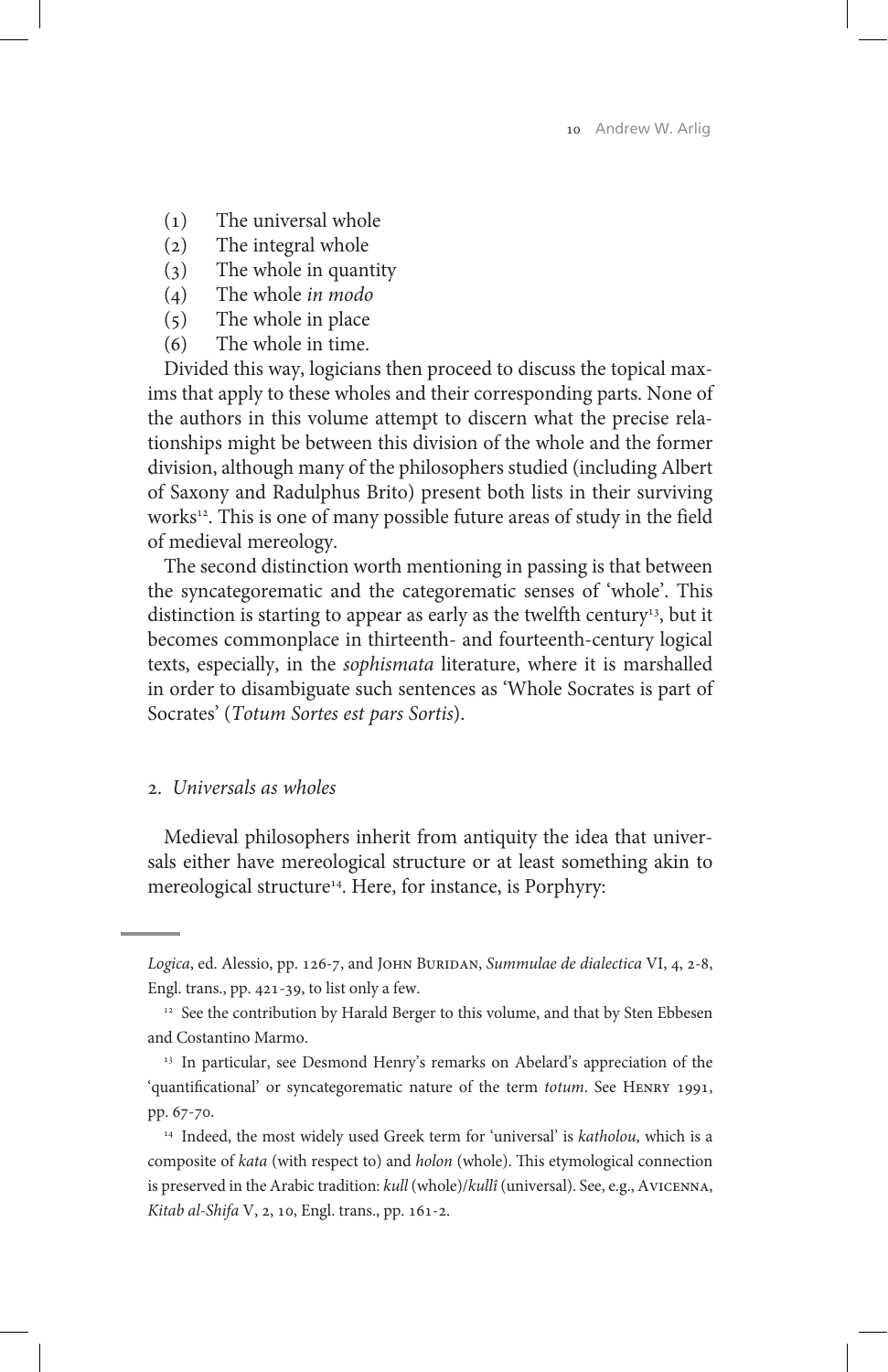(1) The universal whole
(2) The integral whole
(3) The whole in quantity
(4) The whole *in modo*
(5) The whole in place
(6) The whole in time.

Divided this way, logicians then proceed to discuss the topical maxims that apply to these wholes and their corresponding parts. None of the authors in this volume attempt to discern what the precise relationships might be between this division of the whole and the former division, although many of the philosophers studied (including Albert of Saxony and Radulphus Brito) present both lists in their surviving works[12]. This is one of many possible future areas of study in the field of medieval mereology.

The second distinction worth mentioning in passing is that between the syncategorematic and the categorematic senses of 'whole'. This distinction is starting to appear as early as the twelfth century[13], but it becomes commonplace in thirteenth- and fourteenth-century logical texts, especially, in the *sophismata* literature, where it is marshalled in order to disambiguate such sentences as 'Whole Socrates is part of Socrates' (*Totum Sortes est pars Sortis*).

## 2. *Universals as wholes*

Medieval philosophers inherit from antiquity the idea that universals either have mereological structure or at least something akin to mereological structure[14]. Here, for instance, is Porphyry:

---

*Logica*, ed. Alessio, pp. 126-7, and John Buridan, *Summulae de dialectica* VI, 4, 2-8, Engl. trans., pp. 421-39, to list only a few.

[12] See the contribution by Harald Berger to this volume, and that by Sten Ebbesen and Costantino Marmo.

[13] In particular, see Desmond Henry's remarks on Abelard's appreciation of the 'quantificational' or syncategorematic nature of the term *totum*. See Henry 1991, pp. 67-70.

[14] Indeed, the most widely used Greek term for 'universal' is *katholou*, which is a composite of *kata* (with respect to) and *holon* (whole). This etymological connection is preserved in the Arabic tradition: *kull* (whole)/*kullî* (universal). See, e.g., Avicenna, *Kitab al-Shifa* V, 2, 10, Engl. trans., pp. 161-2.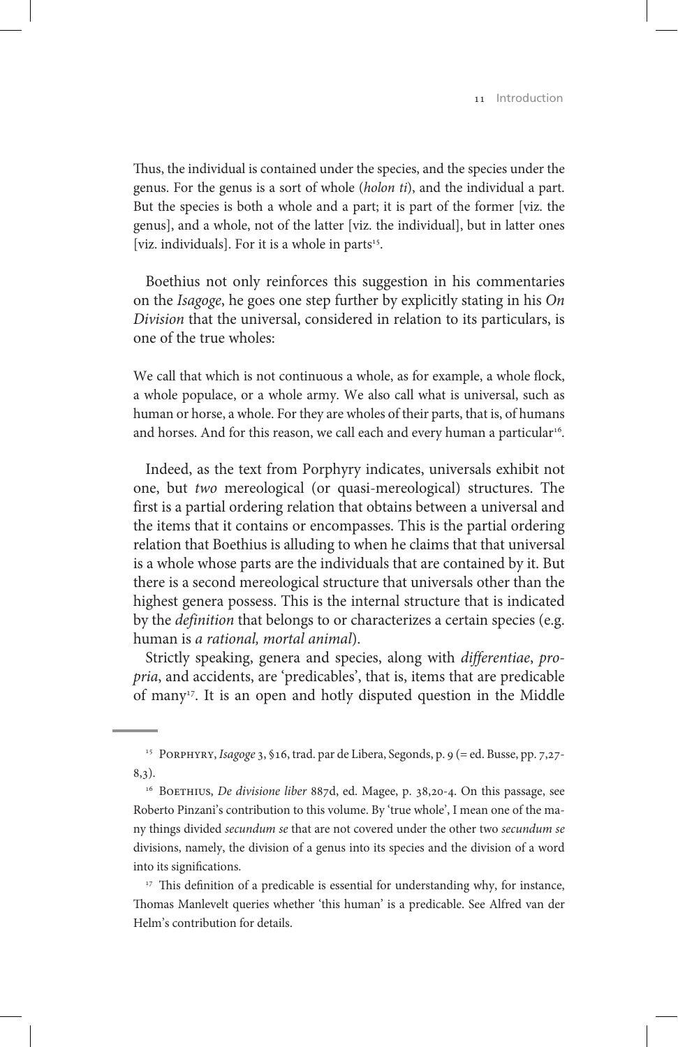Thus, the individual is contained under the species, and the species under the genus. For the genus is a sort of whole (*holon ti*), and the individual a part. But the species is both a whole and a part; it is part of the former [viz. the genus], and a whole, not of the latter [viz. the individual], but in latter ones [viz. individuals]. For it is a whole in parts[15].

Boethius not only reinforces this suggestion in his commentaries on the *Isagoge*, he goes one step further by explicitly stating in his *On Division* that the universal, considered in relation to its particulars, is one of the true wholes:

We call that which is not continuous a whole, as for example, a whole flock, a whole populace, or a whole army. We also call what is universal, such as human or horse, a whole. For they are wholes of their parts, that is, of humans and horses. And for this reason, we call each and every human a particular[16].

Indeed, as the text from Porphyry indicates, universals exhibit not one, but *two* mereological (or quasi-mereological) structures. The first is a partial ordering relation that obtains between a universal and the items that it contains or encompasses. This is the partial ordering relation that Boethius is alluding to when he claims that that universal is a whole whose parts are the individuals that are contained by it. But there is a second mereological structure that universals other than the highest genera possess. This is the internal structure that is indicated by the *definition* that belongs to or characterizes a certain species (e.g. human is *a rational, mortal animal*).

Strictly speaking, genera and species, along with *differentiae*, *propria*, and accidents, are 'predicables', that is, items that are predicable of many[17]. It is an open and hotly disputed question in the Middle

---

[15] Porphyry, *Isagoge* 3, §16, trad. par de Libera, Segonds, p. 9 (= ed. Busse, pp. 7,27-8,3).

[16] Boethius, *De divisione liber* 887d, ed. Magee, p. 38,20-4. On this passage, see Roberto Pinzani's contribution to this volume. By 'true whole', I mean one of the many things divided *secundum se* that are not covered under the other two *secundum se* divisions, namely, the division of a genus into its species and the division of a word into its significations.

[17] This definition of a predicable is essential for understanding why, for instance, Thomas Manlevelt queries whether 'this human' is a predicable. See Alfred van der Helm's contribution for details.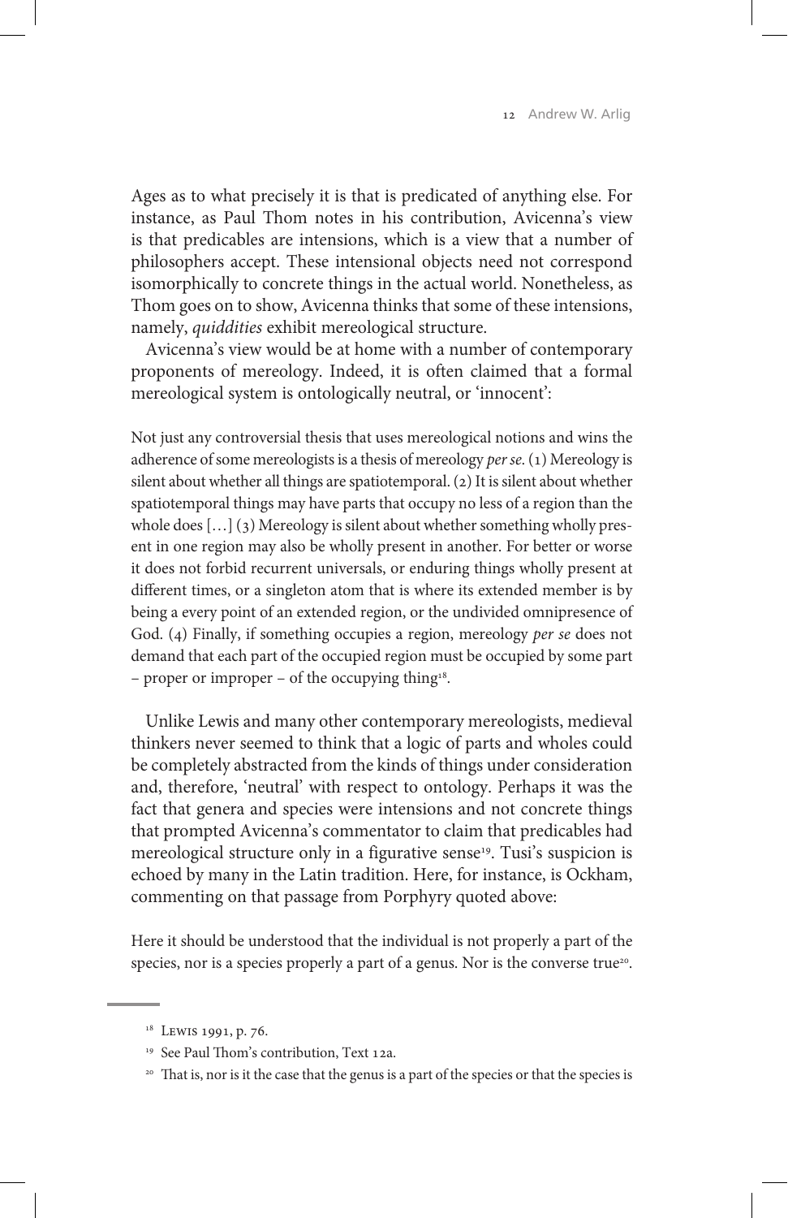Ages as to what precisely it is that is predicated of anything else. For instance, as Paul Thom notes in his contribution, Avicenna's view is that predicables are intensions, which is a view that a number of philosophers accept. These intensional objects need not correspond isomorphically to concrete things in the actual world. Nonetheless, as Thom goes on to show, Avicenna thinks that some of these intensions, namely, *quiddities* exhibit mereological structure.

Avicenna's view would be at home with a number of contemporary proponents of mereology. Indeed, it is often claimed that a formal mereological system is ontologically neutral, or 'innocent':

> Not just any controversial thesis that uses mereological notions and wins the adherence of some mereologists is a thesis of mereology *per se*. (1) Mereology is silent about whether all things are spatiotemporal. (2) It is silent about whether spatiotemporal things may have parts that occupy no less of a region than the whole does […] (3) Mereology is silent about whether something wholly present in one region may also be wholly present in another. For better or worse it does not forbid recurrent universals, or enduring things wholly present at different times, or a singleton atom that is where its extended member is by being a every point of an extended region, or the undivided omnipresence of God. (4) Finally, if something occupies a region, mereology *per se* does not demand that each part of the occupied region must be occupied by some part – proper or improper – of the occupying thing[18].

Unlike Lewis and many other contemporary mereologists, medieval thinkers never seemed to think that a logic of parts and wholes could be completely abstracted from the kinds of things under consideration and, therefore, 'neutral' with respect to ontology. Perhaps it was the fact that genera and species were intensions and not concrete things that prompted Avicenna's commentator to claim that predicables had mereological structure only in a figurative sense[19]. Tusi's suspicion is echoed by many in the Latin tradition. Here, for instance, is Ockham, commenting on that passage from Porphyry quoted above:

> Here it should be understood that the individual is not properly a part of the species, nor is a species properly a part of a genus. Nor is the converse true[20].

---

[18] Lewis 1991, p. 76.

[19] See Paul Thom's contribution, Text 12a.

[20] That is, nor is it the case that the genus is a part of the species or that the species is